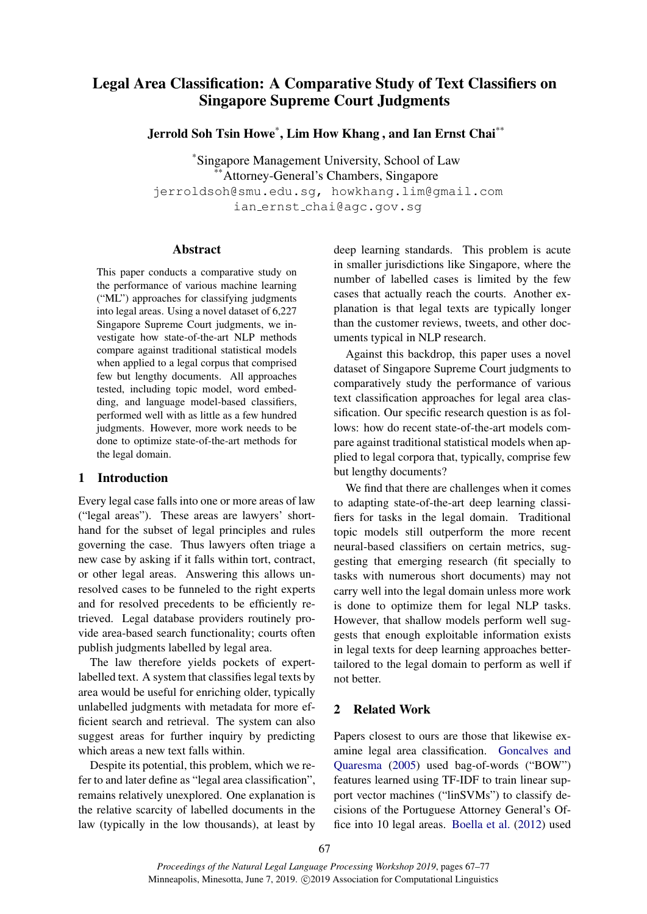# Legal Area Classification: A Comparative Study of Text Classifiers on Singapore Supreme Court Judgments

**Jerrold Soh Tsin Howe[*], Lim How Khang , and Ian Ernst Chai[**]**

[*]Singapore Management University, School of Law
[**]Attorney-General's Chambers, Singapore
jerroldsoh@smu.edu.sg, howkhang.lim@gmail.com
ian_ernst_chai@agc.gov.sg

## Abstract

This paper conducts a comparative study on the performance of various machine learning ("ML") approaches for classifying judgments into legal areas. Using a novel dataset of 6,227 Singapore Supreme Court judgments, we investigate how state-of-the-art NLP methods compare against traditional statistical models when applied to a legal corpus that comprised few but lengthy documents. All approaches tested, including topic model, word embedding, and language model-based classifiers, performed well with as little as a few hundred judgments. However, more work needs to be done to optimize state-of-the-art methods for the legal domain.

## 1 Introduction

Every legal case falls into one or more areas of law ("legal areas"). These areas are lawyers' shorthand for the subset of legal principles and rules governing the case. Thus lawyers often triage a new case by asking if it falls within tort, contract, or other legal areas. Answering this allows unresolved cases to be funneled to the right experts and for resolved precedents to be efficiently retrieved. Legal database providers routinely provide area-based search functionality; courts often publish judgments labelled by legal area.

The law therefore yields pockets of expert-labelled text. A system that classifies legal texts by area would be useful for enriching older, typically unlabelled judgments with metadata for more efficient search and retrieval. The system can also suggest areas for further inquiry by predicting which areas a new text falls within.

Despite its potential, this problem, which we refer to and later define as "legal area classification", remains relatively unexplored. One explanation is the relative scarcity of labelled documents in the law (typically in the low thousands), at least by deep learning standards. This problem is acute in smaller jurisdictions like Singapore, where the number of labelled cases is limited by the few cases that actually reach the courts. Another explanation is that legal texts are typically longer than the customer reviews, tweets, and other documents typical in NLP research.

Against this backdrop, this paper uses a novel dataset of Singapore Supreme Court judgments to comparatively study the performance of various text classification approaches for legal area classification. Our specific research question is as follows: how do recent state-of-the-art models compare against traditional statistical models when applied to legal corpora that, typically, comprise few but lengthy documents?

We find that there are challenges when it comes to adapting state-of-the-art deep learning classifiers for tasks in the legal domain. Traditional topic models still outperform the more recent neural-based classifiers on certain metrics, suggesting that emerging research (fit specially to tasks with numerous short documents) may not carry well into the legal domain unless more work is done to optimize them for legal NLP tasks. However, that shallow models perform well suggests that enough exploitable information exists in legal texts for deep learning approaches better-tailored to the legal domain to perform as well if not better.

## 2 Related Work

Papers closest to ours are those that likewise examine legal area classification. Goncalves and Quaresma (2005) used bag-of-words ("BOW") features learned using TF-IDF to train linear support vector machines ("linSVMs") to classify decisions of the Portuguese Attorney General's Office into 10 legal areas. Boella et al. (2012) used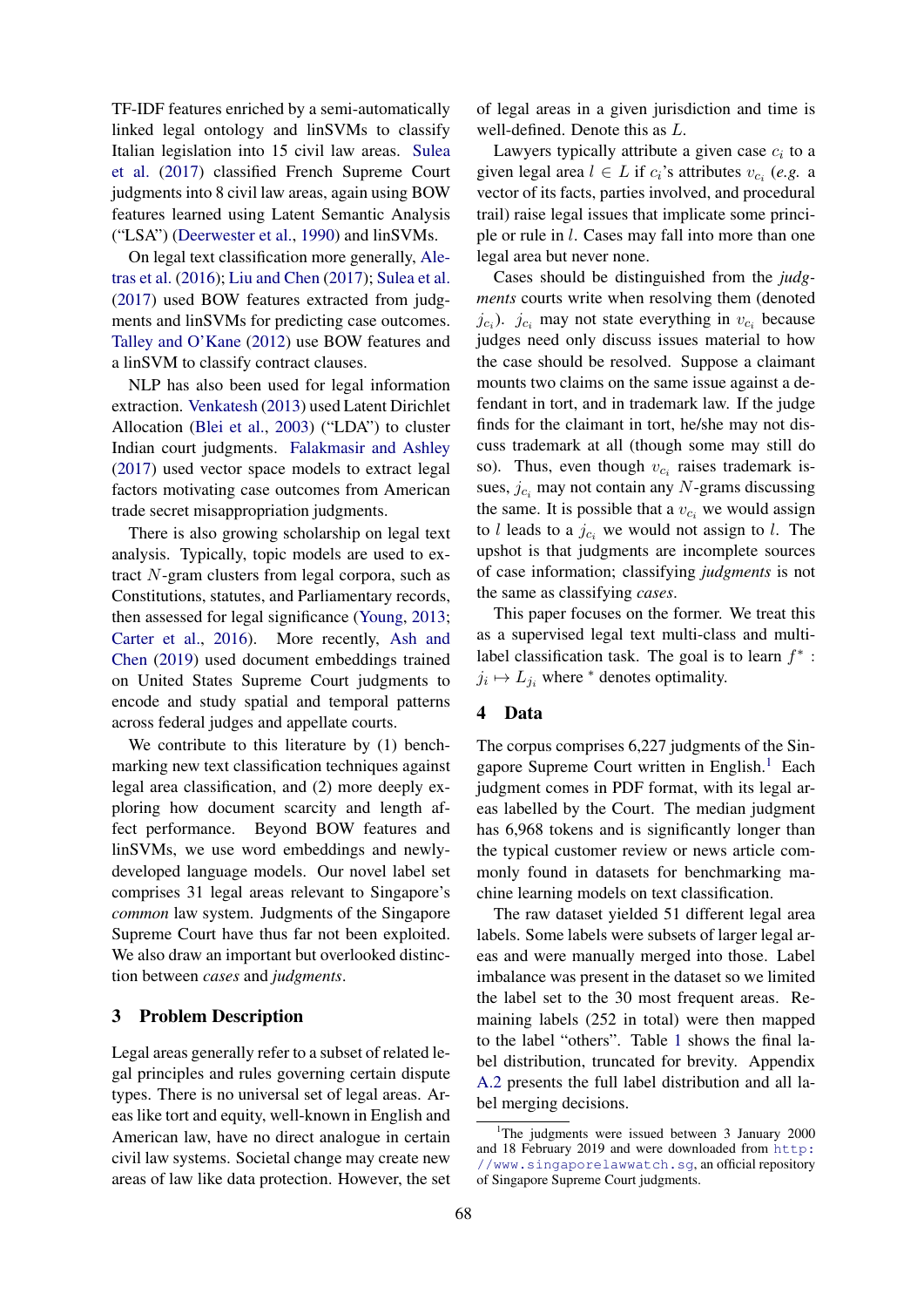TF-IDF features enriched by a semi-automatically linked legal ontology and linSVMs to classify Italian legislation into 15 civil law areas. Sulea et al. (2017) classified French Supreme Court judgments into 8 civil law areas, again using BOW features learned using Latent Semantic Analysis ("LSA") (Deerwester et al., 1990) and linSVMs.

On legal text classification more generally, Aletras et al. (2016); Liu and Chen (2017); Sulea et al. (2017) used BOW features extracted from judgments and linSVMs for predicting case outcomes. Talley and O'Kane (2012) use BOW features and a linSVM to classify contract clauses.

NLP has also been used for legal information extraction. Venkatesh (2013) used Latent Dirichlet Allocation (Blei et al., 2003) ("LDA") to cluster Indian court judgments. Falakmasir and Ashley (2017) used vector space models to extract legal factors motivating case outcomes from American trade secret misappropriation judgments.

There is also growing scholarship on legal text analysis. Typically, topic models are used to extract $N$-gram clusters from legal corpora, such as Constitutions, statutes, and Parliamentary records, then assessed for legal significance (Young, 2013; Carter et al., 2016). More recently, Ash and Chen (2019) used document embeddings trained on United States Supreme Court judgments to encode and study spatial and temporal patterns across federal judges and appellate courts.

We contribute to this literature by (1) benchmarking new text classification techniques against legal area classification, and (2) more deeply exploring how document scarcity and length affect performance. Beyond BOW features and linSVMs, we use word embeddings and newly-developed language models. Our novel label set comprises 31 legal areas relevant to Singapore's *common* law system. Judgments of the Singapore Supreme Court have thus far not been exploited. We also draw an important but overlooked distinction between *cases* and *judgments*.

## 3 Problem Description

Legal areas generally refer to a subset of related legal principles and rules governing certain dispute types. There is no universal set of legal areas. Areas like tort and equity, well-known in English and American law, have no direct analogue in certain civil law systems. Societal change may create new areas of law like data protection. However, the set of legal areas in a given jurisdiction and time is well-defined. Denote this as $L$.

Lawyers typically attribute a given case $c_i$ to a given legal area $l \in L$ if $c_i$'s attributes $v_{c_i}$ (*e.g.* a vector of its facts, parties involved, and procedural trail) raise legal issues that implicate some principle or rule in $l$. Cases may fall into more than one legal area but never none.

Cases should be distinguished from the *judgments* courts write when resolving them (denoted $j_{c_i}$). $j_{c_i}$ may not state everything in $v_{c_i}$ because judges need only discuss issues material to how the case should be resolved. Suppose a claimant mounts two claims on the same issue against a defendant in tort, and in trademark law. If the judge finds for the claimant in tort, he/she may not discuss trademark at all (though some may still do so). Thus, even though $v_{c_i}$ raises trademark issues, $j_{c_i}$ may not contain any $N$-grams discussing the same. It is possible that a $v_{c_i}$ we would assign to $l$ leads to a $j_{c_i}$ we would not assign to $l$. The upshot is that judgments are incomplete sources of case information; classifying *judgments* is not the same as classifying *cases*.

This paper focuses on the former. We treat this as a supervised legal text multi-class and multi-label classification task. The goal is to learn $f^* : j_i \mapsto L_{j_i}$ where $^*$ denotes optimality.

## 4 Data

The corpus comprises 6,227 judgments of the Singapore Supreme Court written in English.[1] Each judgment comes in PDF format, with its legal areas labelled by the Court. The median judgment has 6,968 tokens and is significantly longer than the typical customer review or news article commonly found in datasets for benchmarking machine learning models on text classification.

The raw dataset yielded 51 different legal area labels. Some labels were subsets of larger legal areas and were manually merged into those. Label imbalance was present in the dataset so we limited the label set to the 30 most frequent areas. Remaining labels (252 in total) were then mapped to the label "others". Table 1 shows the final label distribution, truncated for brevity. Appendix A.2 presents the full label distribution and all label merging decisions.

[1] The judgments were issued between 3 January 2000 and 18 February 2019 and were downloaded from http://www.singaporelawwatch.sg, an official repository of Singapore Supreme Court judgments.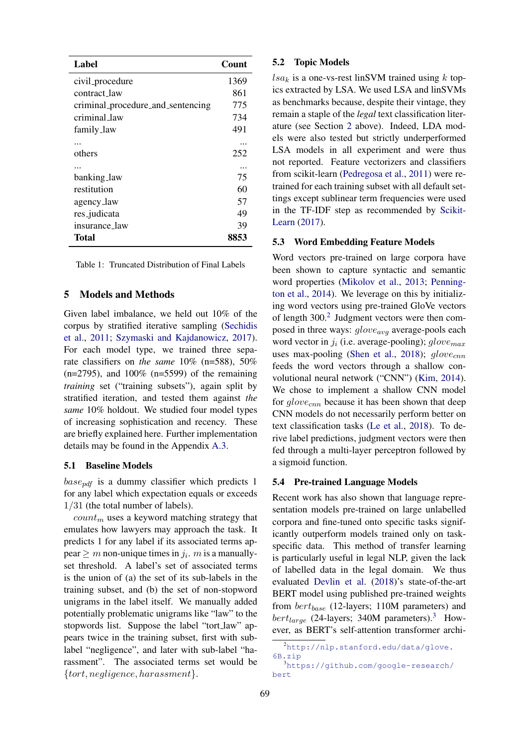| Label | Count |
|---|---|
| civil_procedure | 1369 |
| contract_law | 861 |
| criminal_procedure_and_sentencing | 775 |
| criminal_law | 734 |
| family_law | 491 |
| ... | ... |
| others | 252 |
| ... | ... |
| banking_law | 75 |
| restitution | 60 |
| agency_law | 57 |
| res_judicata | 49 |
| insurance_law | 39 |
| **Total** | **8853** |

Table 1: Truncated Distribution of Final Labels

## 5 Models and Methods

Given label imbalance, we held out 10% of the corpus by stratified iterative sampling (Sechidis et al., 2011; Szymaski and Kajdanowicz, 2017). For each model type, we trained three separate classifiers on *the same* 10% (n=588), 50% (n=2795), and 100% (n=5599) of the remaining *training* set ("training subsets"), again split by stratified iteration, and tested them against *the same* 10% holdout. We studied four model types of increasing sophistication and recency. These are briefly explained here. Further implementation details may be found in the Appendix A.3.

### 5.1 Baseline Models

$base_{pdf}$ is a dummy classifier which predicts 1 for any label which expectation equals or exceeds $1/31$ (the total number of labels).

$count_m$ uses a keyword matching strategy that emulates how lawyers may approach the task. It predicts 1 for any label if its associated terms appear $\geq m$ non-unique times in $j_i$. $m$ is a manually-set threshold. A label's set of associated terms is the union of (a) the set of its sub-labels in the training subset, and (b) the set of non-stopword unigrams in the label itself. We manually added potentially problematic unigrams like "law" to the stopwords list. Suppose the label "tort_law" appears twice in the training subset, first with sub-label "negligence", and later with sub-label "harassment". The associated terms set would be $\{tort, negligence, harassment\}$.

### 5.2 Topic Models

$lsa_k$ is a one-vs-rest linSVM trained using $k$ topics extracted by LSA. We used LSA and linSVMs as benchmarks because, despite their vintage, they remain a staple of the *legal* text classification literature (see Section 2 above). Indeed, LDA models were also tested but strictly underperformed LSA models in all experiment and were thus not reported. Feature vectorizers and classifiers from scikit-learn (Pedregosa et al., 2011) were retrained for each training subset with all default settings except sublinear term frequencies were used in the TF-IDF step as recommended by Scikit-Learn (2017).

### 5.3 Word Embedding Feature Models

Word vectors pre-trained on large corpora have been shown to capture syntactic and semantic word properties (Mikolov et al., 2013; Pennington et al., 2014). We leverage on this by initializing word vectors using pre-trained GloVe vectors of length 300.[2] Judgment vectors were then composed in three ways: $glove_{avg}$ average-pools each word vector in $j_i$ (i.e. average-pooling); $glove_{max}$ uses max-pooling (Shen et al., 2018); $glove_{cnn}$ feeds the word vectors through a shallow convolutional neural network ("CNN") (Kim, 2014). We chose to implement a shallow CNN model for $glove_{cnn}$ because it has been shown that deep CNN models do not necessarily perform better on text classification tasks (Le et al., 2018). To derive label predictions, judgment vectors were then fed through a multi-layer perceptron followed by a sigmoid function.

### 5.4 Pre-trained Language Models

Recent work has also shown that language representation models pre-trained on large unlabelled corpora and fine-tuned onto specific tasks significantly outperform models trained only on task-specific data. This method of transfer learning is particularly useful in legal NLP, given the lack of labelled data in the legal domain. We thus evaluated Devlin et al. (2018)'s state-of-the-art BERT model using published pre-trained weights from $bert_{base}$ (12-layers; 110M parameters) and $bert_{large}$ (24-layers; 340M parameters).[3] However, as BERT's self-attention transformer archi-

[2] http://nlp.stanford.edu/data/glove.6B.zip

[3] https://github.com/google-research/bert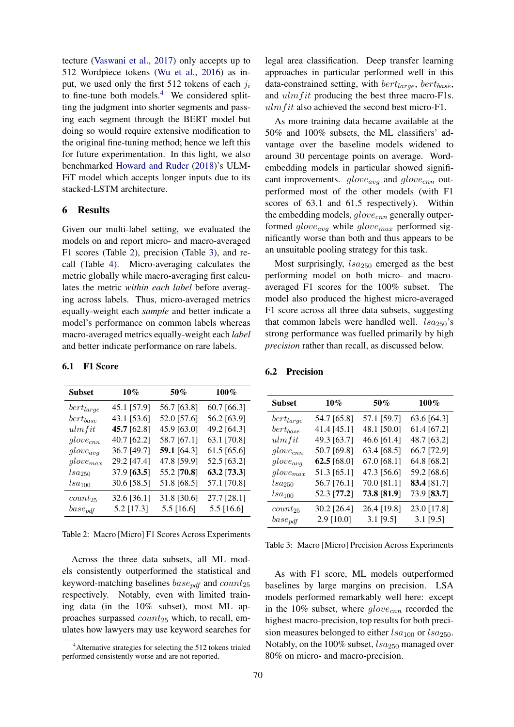tecture (Vaswani et al., 2017) only accepts up to 512 Wordpiece tokens (Wu et al., 2016) as input, we used only the first 512 tokens of each $j_i$ to fine-tune both models.[4] We considered splitting the judgment into shorter segments and passing each segment through the BERT model but doing so would require extensive modification to the original fine-tuning method; hence we left this for future experimentation. In this light, we also benchmarked Howard and Ruder (2018)'s ULMFiT model which accepts longer inputs due to its stacked-LSTM architecture.

## 6 Results

Given our multi-label setting, we evaluated the models on and report micro- and macro-averaged F1 scores (Table 2), precision (Table 3), and recall (Table 4). Micro-averaging calculates the metric globally while macro-averaging first calculates the metric *within each label* before averaging across labels. Thus, micro-averaged metrics equally-weight each *sample* and better indicate a model's performance on common labels whereas macro-averaged metrics equally-weight each *label* and better indicate performance on rare labels.

### 6.1 F1 Score

| Subset | 10% | 50% | 100% |
|---|---|---|---|
| $bert_{large}$ | 45.1 [57.9] | 56.7 [63.8] | 60.7 [66.3] |
| $bert_{base}$ | 43.1 [53.6] | 52.0 [57.6] | 56.2 [63.9] |
| $ulmfit$ | **45.7** [62.8] | 45.9 [63.0] | 49.2 [64.3] |
| $glove_{cnn}$ | 40.7 [62.2] | 58.7 [67.1] | 63.1 [70.8] |
| $glove_{avg}$ | 36.7 [49.7] | **59.1** [64.3] | 61.5 [65.6] |
| $glove_{max}$ | 29.2 [47.4] | 47.8 [59.9] | 52.5 [63.2] |
| $lsa_{250}$ | 37.9 [**63.5**] | 55.2 [**70.8**] | **63.2** [**73.3**] |
| $lsa_{100}$ | 30.6 [58.5] | 51.8 [68.5] | 57.1 [70.8] |
| $count_{25}$ | 32.6 [36.1] | 31.8 [30.6] | 27.7 [28.1] |
| $base_{pdf}$ | 5.2 [17.3] | 5.5 [16.6] | 5.5 [16.6] |

Table 2: Macro [Micro] F1 Scores Across Experiments

Across the three data subsets, all ML models consistently outperformed the statistical and keyword-matching baselines $base_{pdf}$ and $count_{25}$ respectively. Notably, even with limited training data (in the 10% subset), most ML approaches surpassed $count_{25}$ which, to recall, emulates how lawyers may use keyword searches for legal area classification. Deep transfer learning approaches in particular performed well in this data-constrained setting, with $bert_{large}$, $bert_{base}$, and $ulmfit$ producing the best three macro-F1s. $ulmfit$ also achieved the second best micro-F1.

As more training data became available at the 50% and 100% subsets, the ML classifiers' advantage over the baseline models widened to around 30 percentage points on average. Word-embedding models in particular showed significant improvements. $glove_{avg}$ and $glove_{cnn}$ outperformed most of the other models (with F1 scores of 63.1 and 61.5 respectively). Within the embedding models, $glove_{cnn}$ generally outperformed $glove_{avg}$ while $glove_{max}$ performed significantly worse than both and thus appears to be an unsuitable pooling strategy for this task.

Most surprisingly, $lsa_{250}$ emerged as the best performing model on both micro- and macro-averaged F1 scores for the 100% subset. The model also produced the highest micro-averaged F1 score across all three data subsets, suggesting that common labels were handled well. $lsa_{250}$'s strong performance was fuelled primarily by high *precision* rather than recall, as discussed below.

### 6.2 Precision

| Subset | 10% | 50% | 100% |
|---|---|---|---|
| $bert_{large}$ | 54.7 [65.8] | 57.1 [59.7] | 63.6 [64.3] |
| $bert_{base}$ | 41.4 [45.1] | 48.1 [50.0] | 61.4 [67.2] |
| $ulmfit$ | 49.3 [63.7] | 46.6 [61.4] | 48.7 [63.2] |
| $glove_{cnn}$ | 50.7 [69.8] | 63.4 [68.5] | 66.7 [72.9] |
| $glove_{avg}$ | **62.5** [68.0] | 67.0 [68.1] | 64.8 [68.2] |
| $glove_{max}$ | 51.3 [65.1] | 47.3 [56.6] | 59.2 [68.6] |
| $lsa_{250}$ | 56.7 [76.1] | 70.0 [81.1] | **83.4** [81.7] |
| $lsa_{100}$ | 52.3 [**77.2**] | **73.8** [**81.9**] | 73.9 [**83.7**] |
| $count_{25}$ | 30.2 [26.4] | 26.4 [19.8] | 23.0 [17.8] |
| $base_{pdf}$ | 2.9 [10.0] | 3.1 [9.5] | 3.1 [9.5] |

Table 3: Macro [Micro] Precision Across Experiments

As with F1 score, ML models outperformed baselines by large margins on precision. LSA models performed remarkably well here: except in the 10% subset, where $glove_{cnn}$ recorded the highest macro-precision, top results for both precision measures belonged to either $lsa_{100}$ or $lsa_{250}$. Notably, on the 100% subset, $lsa_{250}$ managed over 80% on micro- and macro-precision.

[4] Alternative strategies for selecting the 512 tokens trialed performed consistently worse and are not reported.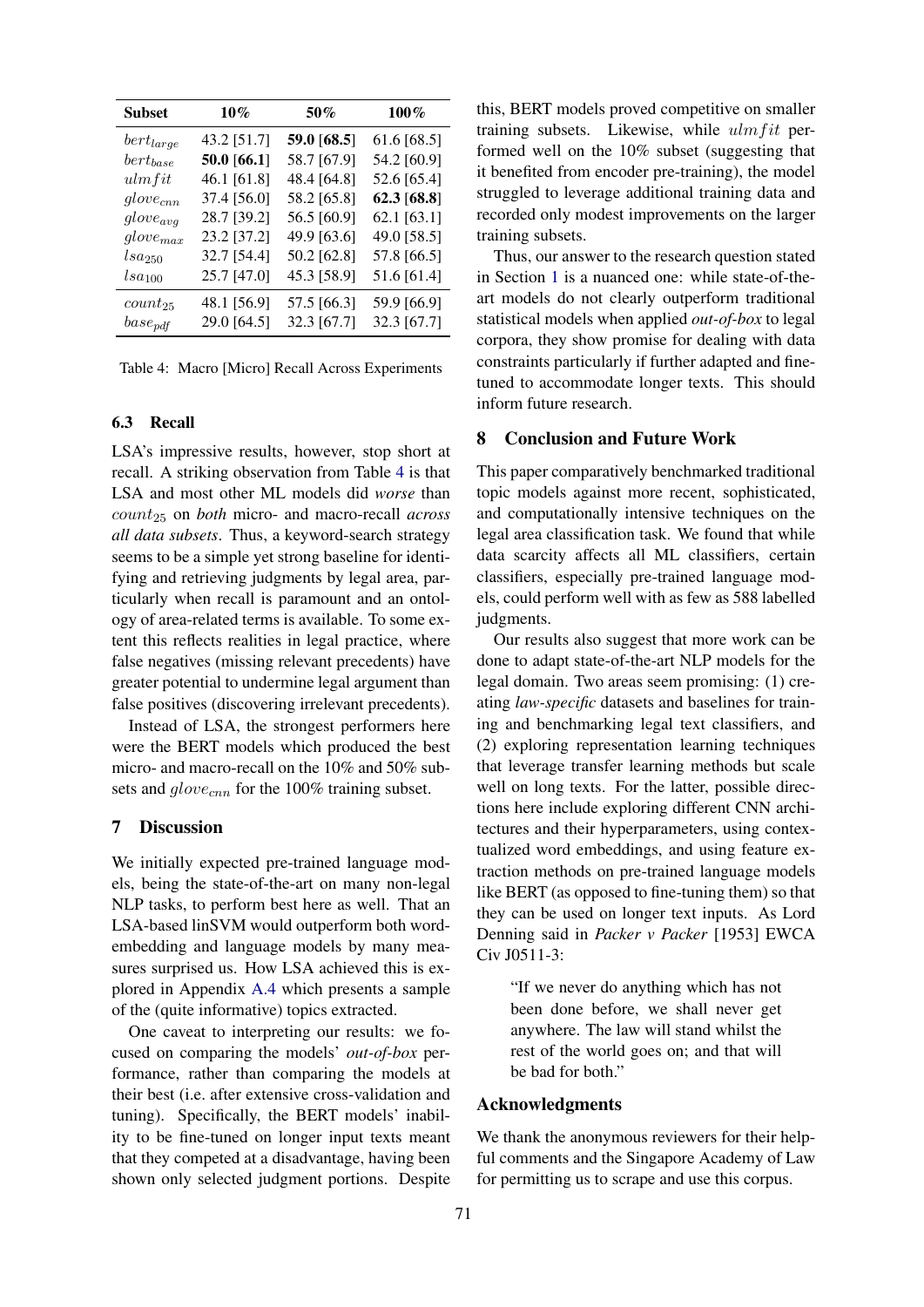| Subset | 10% | 50% | 100% |
|---|---|---|---|
| $bert_{large}$ | 43.2 [51.7] | **59.0** [**68.5**] | 61.6 [68.5] |
| $bert_{base}$ | **50.0** [**66.1**] | 58.7 [67.9] | 54.2 [60.9] |
| $ulmfit$ | 46.1 [61.8] | 48.4 [64.8] | 52.6 [65.4] |
| $glove_{cnn}$ | 37.4 [56.0] | 58.2 [65.8] | **62.3** [**68.8**] |
| $glove_{avg}$ | 28.7 [39.2] | 56.5 [60.9] | 62.1 [63.1] |
| $glove_{max}$ | 23.2 [37.2] | 49.9 [63.6] | 49.0 [58.5] |
| $lsa_{250}$ | 32.7 [54.4] | 50.2 [62.8] | 57.8 [66.5] |
| $lsa_{100}$ | 25.7 [47.0] | 45.3 [58.9] | 51.6 [61.4] |
| $count_{25}$ | 48.1 [56.9] | 57.5 [66.3] | 59.9 [66.9] |
| $base_{pdf}$ | 29.0 [64.5] | 32.3 [67.7] | 32.3 [67.7] |

Table 4: Macro [Micro] Recall Across Experiments

### 6.3 Recall

LSA's impressive results, however, stop short at recall. A striking observation from Table 4 is that LSA and most other ML models did *worse* than $count_{25}$ on *both* micro- and macro-recall *across all data subsets*. Thus, a keyword-search strategy seems to be a simple yet strong baseline for identifying and retrieving judgments by legal area, particularly when recall is paramount and an ontology of area-related terms is available. To some extent this reflects realities in legal practice, where false negatives (missing relevant precedents) have greater potential to undermine legal argument than false positives (discovering irrelevant precedents).

Instead of LSA, the strongest performers here were the BERT models which produced the best micro- and macro-recall on the 10% and 50% subsets and $glove_{cnn}$ for the 100% training subset.

## 7 Discussion

We initially expected pre-trained language models, being the state-of-the-art on many non-legal NLP tasks, to perform best here as well. That an LSA-based linSVM would outperform both word-embedding and language models by many measures surprised us. How LSA achieved this is explored in Appendix A.4 which presents a sample of the (quite informative) topics extracted.

One caveat to interpreting our results: we focused on comparing the models' *out-of-box* performance, rather than comparing the models at their best (i.e. after extensive cross-validation and tuning). Specifically, the BERT models' inability to be fine-tuned on longer input texts meant that they competed at a disadvantage, having been shown only selected judgment portions. Despite this, BERT models proved competitive on smaller training subsets. Likewise, while $ulmfit$ performed well on the 10% subset (suggesting that it benefited from encoder pre-training), the model struggled to leverage additional training data and recorded only modest improvements on the larger training subsets.

Thus, our answer to the research question stated in Section 1 is a nuanced one: while state-of-the-art models do not clearly outperform traditional statistical models when applied *out-of-box* to legal corpora, they show promise for dealing with data constraints particularly if further adapted and fine-tuned to accommodate longer texts. This should inform future research.

## 8 Conclusion and Future Work

This paper comparatively benchmarked traditional topic models against more recent, sophisticated, and computationally intensive techniques on the legal area classification task. We found that while data scarcity affects all ML classifiers, certain classifiers, especially pre-trained language models, could perform well with as few as 588 labelled judgments.

Our results also suggest that more work can be done to adapt state-of-the-art NLP models for the legal domain. Two areas seem promising: (1) creating *law-specific* datasets and baselines for training and benchmarking legal text classifiers, and (2) exploring representation learning techniques that leverage transfer learning methods but scale well on long texts. For the latter, possible directions here include exploring different CNN architectures and their hyperparameters, using contextualized word embeddings, and using feature extraction methods on pre-trained language models like BERT (as opposed to fine-tuning them) so that they can be used on longer text inputs. As Lord Denning said in *Packer v Packer* [1953] EWCA Civ J0511-3:

> "If we never do anything which has not been done before, we shall never get anywhere. The law will stand whilst the rest of the world goes on; and that will be bad for both."

## Acknowledgments

We thank the anonymous reviewers for their helpful comments and the Singapore Academy of Law for permitting us to scrape and use this corpus.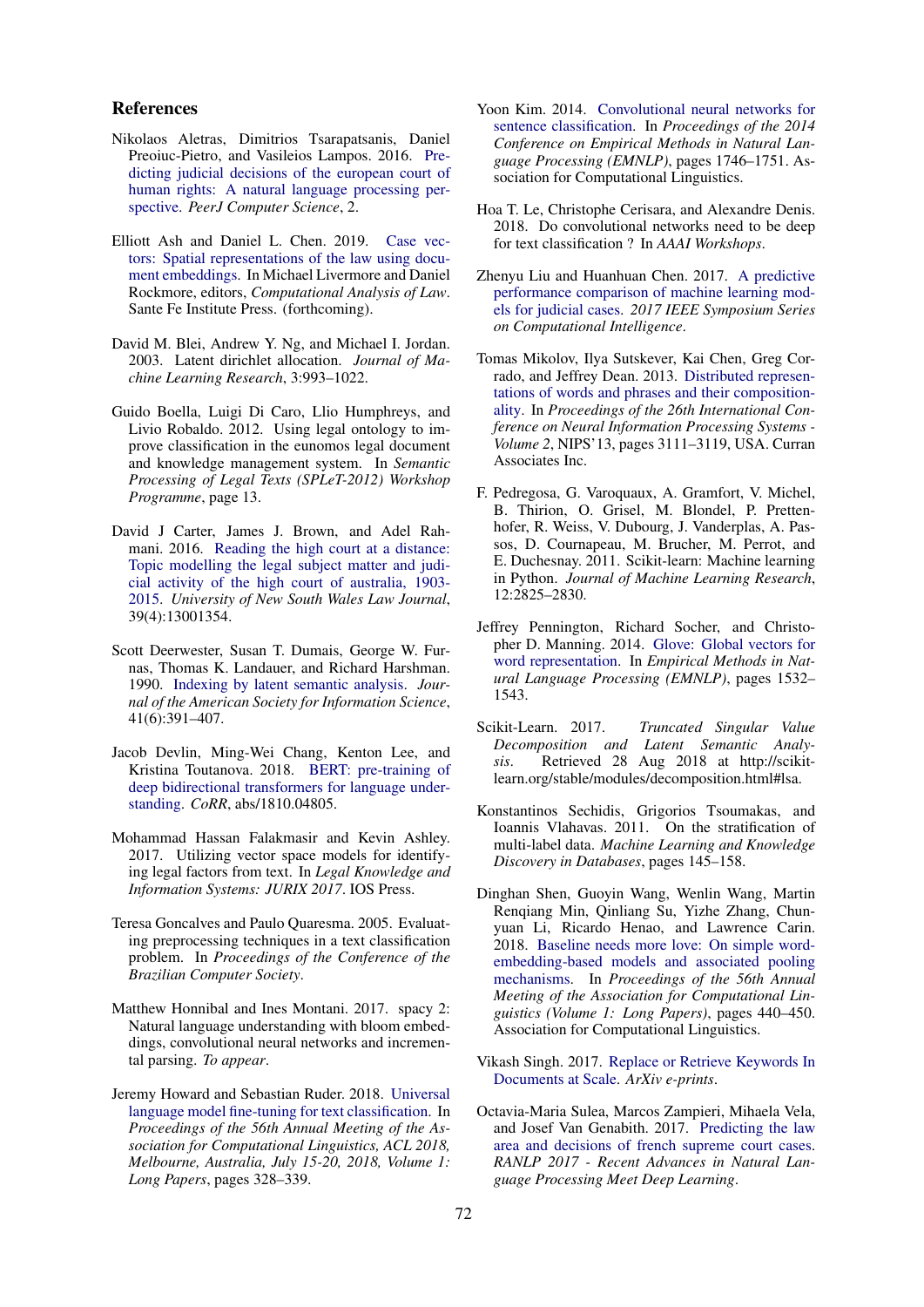## References

Nikolaos Aletras, Dimitrios Tsarapatsanis, Daniel Preoiuc-Pietro, and Vasileios Lampos. 2016. Predicting judicial decisions of the european court of human rights: A natural language processing perspective. *PeerJ Computer Science*, 2.

Elliott Ash and Daniel L. Chen. 2019. Case vectors: Spatial representations of the law using document embeddings. In Michael Livermore and Daniel Rockmore, editors, *Computational Analysis of Law*. Sante Fe Institute Press. (forthcoming).

David M. Blei, Andrew Y. Ng, and Michael I. Jordan. 2003. Latent dirichlet allocation. *Journal of Machine Learning Research*, 3:993–1022.

Guido Boella, Luigi Di Caro, Llio Humphreys, and Livio Robaldo. 2012. Using legal ontology to improve classification in the eunomos legal document and knowledge management system. In *Semantic Processing of Legal Texts (SPLeT-2012) Workshop Programme*, page 13.

David J Carter, James J. Brown, and Adel Rahmani. 2016. Reading the high court at a distance: Topic modelling the legal subject matter and judicial activity of the high court of australia, 1903-2015. *University of New South Wales Law Journal*, 39(4):13001354.

Scott Deerwester, Susan T. Dumais, George W. Furnas, Thomas K. Landauer, and Richard Harshman. 1990. Indexing by latent semantic analysis. *Journal of the American Society for Information Science*, 41(6):391–407.

Jacob Devlin, Ming-Wei Chang, Kenton Lee, and Kristina Toutanova. 2018. BERT: pre-training of deep bidirectional transformers for language understanding. *CoRR*, abs/1810.04805.

Mohammad Hassan Falakmasir and Kevin Ashley. 2017. Utilizing vector space models for identifying legal factors from text. In *Legal Knowledge and Information Systems: JURIX 2017*. IOS Press.

Teresa Goncalves and Paulo Quaresma. 2005. Evaluating preprocessing techniques in a text classification problem. In *Proceedings of the Conference of the Brazilian Computer Society*.

Matthew Honnibal and Ines Montani. 2017. spacy 2: Natural language understanding with bloom embeddings, convolutional neural networks and incremental parsing. *To appear*.

Jeremy Howard and Sebastian Ruder. 2018. Universal language model fine-tuning for text classification. In *Proceedings of the 56th Annual Meeting of the Association for Computational Linguistics, ACL 2018, Melbourne, Australia, July 15-20, 2018, Volume 1: Long Papers*, pages 328–339.

Yoon Kim. 2014. Convolutional neural networks for sentence classification. In *Proceedings of the 2014 Conference on Empirical Methods in Natural Language Processing (EMNLP)*, pages 1746–1751. Association for Computational Linguistics.

Hoa T. Le, Christophe Cerisara, and Alexandre Denis. 2018. Do convolutional networks need to be deep for text classification ? In *AAAI Workshops*.

Zhenyu Liu and Huanhuan Chen. 2017. A predictive performance comparison of machine learning models for judicial cases. *2017 IEEE Symposium Series on Computational Intelligence*.

Tomas Mikolov, Ilya Sutskever, Kai Chen, Greg Corrado, and Jeffrey Dean. 2013. Distributed representations of words and phrases and their compositionality. In *Proceedings of the 26th International Conference on Neural Information Processing Systems - Volume 2*, NIPS'13, pages 3111–3119, USA. Curran Associates Inc.

F. Pedregosa, G. Varoquaux, A. Gramfort, V. Michel, B. Thirion, O. Grisel, M. Blondel, P. Prettenhofer, R. Weiss, V. Dubourg, J. Vanderplas, A. Passos, D. Cournapeau, M. Brucher, M. Perrot, and E. Duchesnay. 2011. Scikit-learn: Machine learning in Python. *Journal of Machine Learning Research*, 12:2825–2830.

Jeffrey Pennington, Richard Socher, and Christopher D. Manning. 2014. Glove: Global vectors for word representation. In *Empirical Methods in Natural Language Processing (EMNLP)*, pages 1532–1543.

Scikit-Learn. 2017. *Truncated Singular Value Decomposition and Latent Semantic Analysis*. Retrieved 28 Aug 2018 at http://scikit-learn.org/stable/modules/decomposition.html#lsa.

Konstantinos Sechidis, Grigorios Tsoumakas, and Ioannis Vlahavas. 2011. On the stratification of multi-label data. *Machine Learning and Knowledge Discovery in Databases*, pages 145–158.

Dinghan Shen, Guoyin Wang, Wenlin Wang, Martin Renqiang Min, Qinliang Su, Yizhe Zhang, Chunyuan Li, Ricardo Henao, and Lawrence Carin. 2018. Baseline needs more love: On simple word-embedding-based models and associated pooling mechanisms. In *Proceedings of the 56th Annual Meeting of the Association for Computational Linguistics (Volume 1: Long Papers)*, pages 440–450. Association for Computational Linguistics.

Vikash Singh. 2017. Replace or Retrieve Keywords In Documents at Scale. *ArXiv e-prints*.

Octavia-Maria Sulea, Marcos Zampieri, Mihaela Vela, and Josef Van Genabith. 2017. Predicting the law area and decisions of french supreme court cases. *RANLP 2017 - Recent Advances in Natural Language Processing Meet Deep Learning*.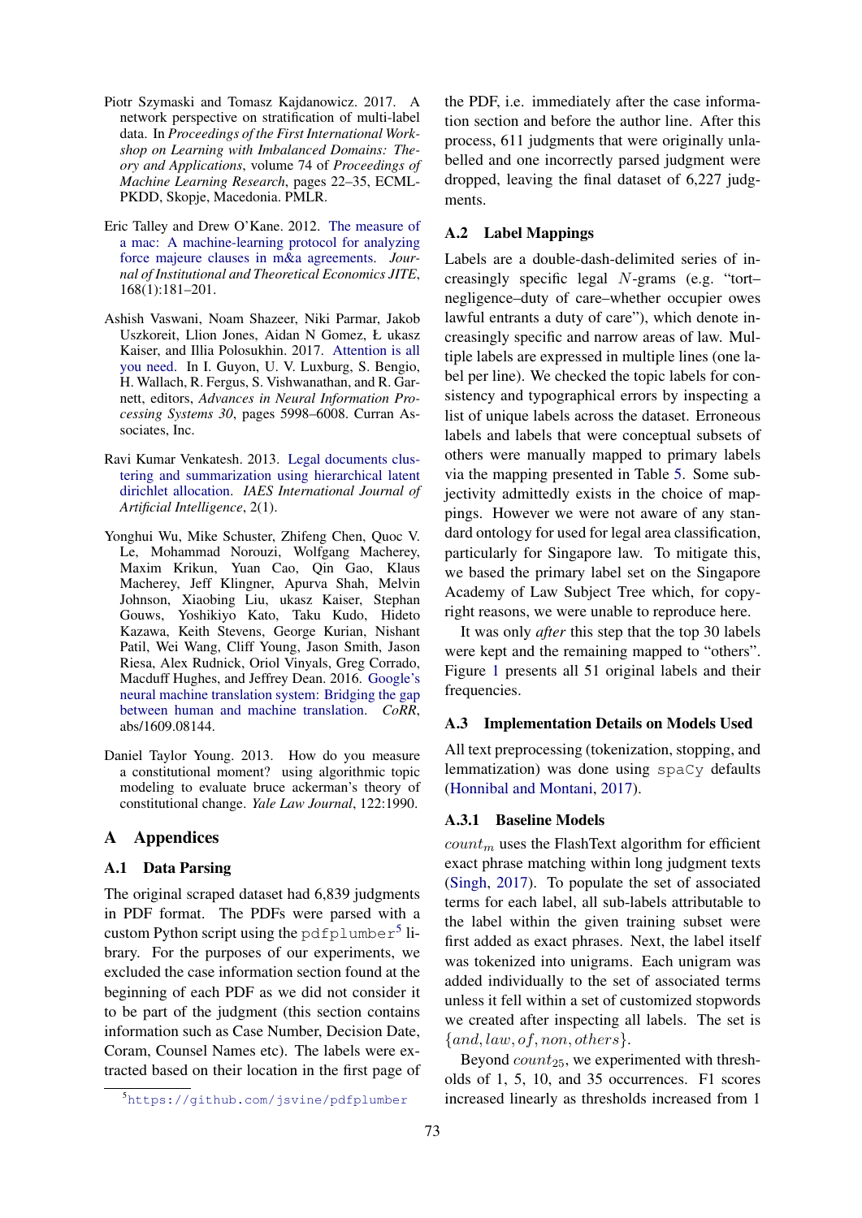Piotr Szymaski and Tomasz Kajdanowicz. 2017. A network perspective on stratification of multi-label data. In *Proceedings of the First International Workshop on Learning with Imbalanced Domains: Theory and Applications*, volume 74 of *Proceedings of Machine Learning Research*, pages 22–35, ECML-PKDD, Skopje, Macedonia. PMLR.

Eric Talley and Drew O'Kane. 2012. The measure of a mac: A machine-learning protocol for analyzing force majeure clauses in m&a agreements. *Journal of Institutional and Theoretical Economics JITE*, 168(1):181–201.

Ashish Vaswani, Noam Shazeer, Niki Parmar, Jakob Uszkoreit, Llion Jones, Aidan N Gomez, Ł ukasz Kaiser, and Illia Polosukhin. 2017. Attention is all you need. In I. Guyon, U. V. Luxburg, S. Bengio, H. Wallach, R. Fergus, S. Vishwanathan, and R. Garnett, editors, *Advances in Neural Information Processing Systems 30*, pages 5998–6008. Curran Associates, Inc.

Ravi Kumar Venkatesh. 2013. Legal documents clustering and summarization using hierarchical latent dirichlet allocation. *IAES International Journal of Artificial Intelligence*, 2(1).

Yonghui Wu, Mike Schuster, Zhifeng Chen, Quoc V. Le, Mohammad Norouzi, Wolfgang Macherey, Maxim Krikun, Yuan Cao, Qin Gao, Klaus Macherey, Jeff Klingner, Apurva Shah, Melvin Johnson, Xiaobing Liu, ukasz Kaiser, Stephan Gouws, Yoshikiyo Kato, Taku Kudo, Hideto Kazawa, Keith Stevens, George Kurian, Nishant Patil, Wei Wang, Cliff Young, Jason Smith, Jason Riesa, Alex Rudnick, Oriol Vinyals, Greg Corrado, Macduff Hughes, and Jeffrey Dean. 2016. Google's neural machine translation system: Bridging the gap between human and machine translation. *CoRR*, abs/1609.08144.

Daniel Taylor Young. 2013. How do you measure a constitutional moment? using algorithmic topic modeling to evaluate bruce ackerman's theory of constitutional change. *Yale Law Journal*, 122:1990.

# A Appendices

## A.1 Data Parsing

The original scraped dataset had 6,839 judgments in PDF format. The PDFs were parsed with a custom Python script using the `pdfplumber`[5] library. For the purposes of our experiments, we excluded the case information section found at the beginning of each PDF as we did not consider it to be part of the judgment (this section contains information such as Case Number, Decision Date, Coram, Counsel Names etc). The labels were extracted based on their location in the first page of the PDF, i.e. immediately after the case information section and before the author line. After this process, 611 judgments that were originally unlabelled and one incorrectly parsed judgment were dropped, leaving the final dataset of 6,227 judgments.

[5] https://github.com/jsvine/pdfplumber

## A.2 Label Mappings

Labels are a double-dash-delimited series of increasingly specific legal $N$-grams (e.g. "tort–negligence–duty of care–whether occupier owes lawful entrants a duty of care"), which denote increasingly specific and narrow areas of law. Multiple labels are expressed in multiple lines (one label per line). We checked the topic labels for consistency and typographical errors by inspecting a list of unique labels across the dataset. Erroneous labels and labels that were conceptual subsets of others were manually mapped to primary labels via the mapping presented in Table 5. Some subjectivity admittedly exists in the choice of mappings. However we were not aware of any standard ontology for used for legal area classification, particularly for Singapore law. To mitigate this, we based the primary label set on the Singapore Academy of Law Subject Tree which, for copyright reasons, we were unable to reproduce here.

It was only *after* this step that the top 30 labels were kept and the remaining mapped to "others". Figure 1 presents all 51 original labels and their frequencies.

## A.3 Implementation Details on Models Used

All text preprocessing (tokenization, stopping, and lemmatization) was done using `spaCy` defaults (Honnibal and Montani, 2017).

### A.3.1 Baseline Models

$count_m$ uses the FlashText algorithm for efficient exact phrase matching within long judgment texts (Singh, 2017). To populate the set of associated terms for each label, all sub-labels attributable to the label within the given training subset were first added as exact phrases. Next, the label itself was tokenized into unigrams. Each unigram was added individually to the set of associated terms unless it fell within a set of customized stopwords we created after inspecting all labels. The set is $\{and, law, of, non, others\}$.

Beyond $count_{25}$, we experimented with thresholds of 1, 5, 10, and 35 occurrences. F1 scores increased linearly as thresholds increased from 1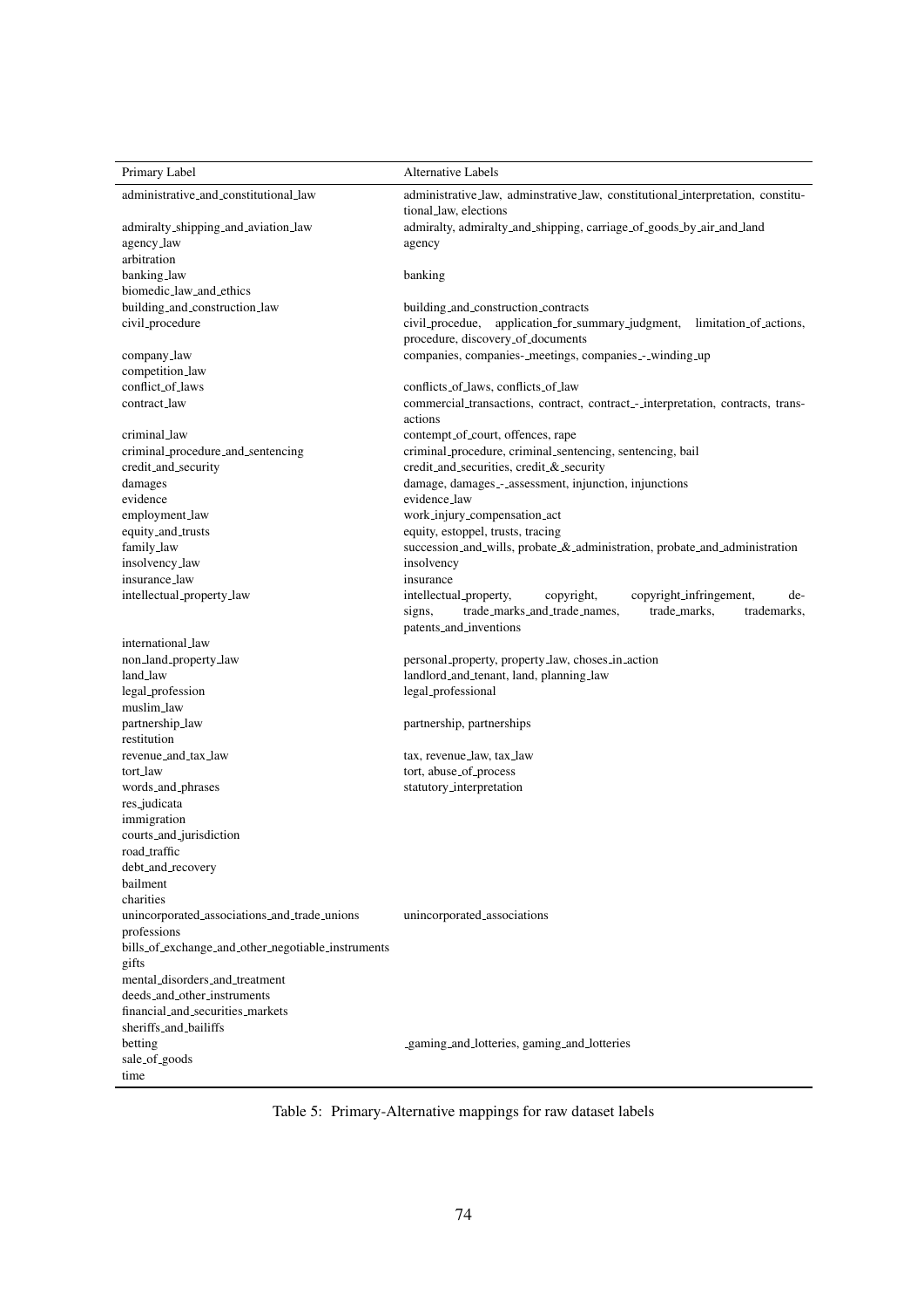| Primary Label | Alternative Labels |
|---|---|
| administrative_and_constitutional_law | administrative_law, adminstrative_law, constitutional_interpretation, constitutional_law, elections |
| admiralty_shipping_and_aviation_law | admiralty, admiralty_and_shipping, carriage_of_goods_by_air_and_land |
| agency_law | agency |
| arbitration | |
| banking_law | banking |
| biomedic_law_and_ethics | |
| building_and_construction_law | building_and_construction_contracts |
| civil_procedure | civil_procedue, application_for_summary_judgment, limitation_of_actions, procedure, discovery_of_documents |
| company_law | companies, companies-_meetings, companies_-_winding_up |
| competition_law | |
| conflict_of_laws | conflicts_of_laws, conflicts_of_law |
| contract_law | commercial_transactions, contract, contract_-_interpretation, contracts, transactions |
| criminal_law | contempt_of_court, offences, rape |
| criminal_procedure_and_sentencing | criminal_procedure, criminal_sentencing, sentencing, bail |
| credit_and_security | credit_and_securities, credit_&_security |
| damages | damage, damages_-_assessment, injunction, injunctions |
| evidence | evidence_law |
| employment_law | work_injury_compensation_act |
| equity_and_trusts | equity, estoppel, trusts, tracing |
| family_law | succession_and_wills, probate_&_administration, probate_and_administration |
| insolvency_law | insolvency |
| insurance_law | insurance |
| intellectual_property_law | intellectual_property, copyright, copyright_infringement, designs, trade_marks_and_trade_names, trade_marks, trademarks, patents_and_inventions |
| international_law | |
| non_land_property_law | personal_property, property_law, choses_in_action |
| land_law | landlord_and_tenant, land, planning_law |
| legal_profession | legal_professional |
| muslim_law | |
| partnership_law | partnership, partnerships |
| restitution | |
| revenue_and_tax_law | tax, revenue_law, tax_law |
| tort_law | tort, abuse_of_process |
| words_and_phrases | statutory_interpretation |
| res_judicata | |
| immigration | |
| courts_and_jurisdiction | |
| road_traffic | |
| debt_and_recovery | |
| bailment | |
| charities | |
| unincorporated_associations_and_trade_unions | unincorporated_associations |
| professions | |
| bills_of_exchange_and_other_negotiable_instruments | |
| gifts | |
| mental_disorders_and_treatment | |
| deeds_and_other_instruments | |
| financial_and_securities_markets | |
| sheriffs_and_bailiffs | |
| betting | _gaming_and_lotteries, gaming_and_lotteries |
| sale_of_goods | |
| time | |

Table 5: Primary-Alternative mappings for raw dataset labels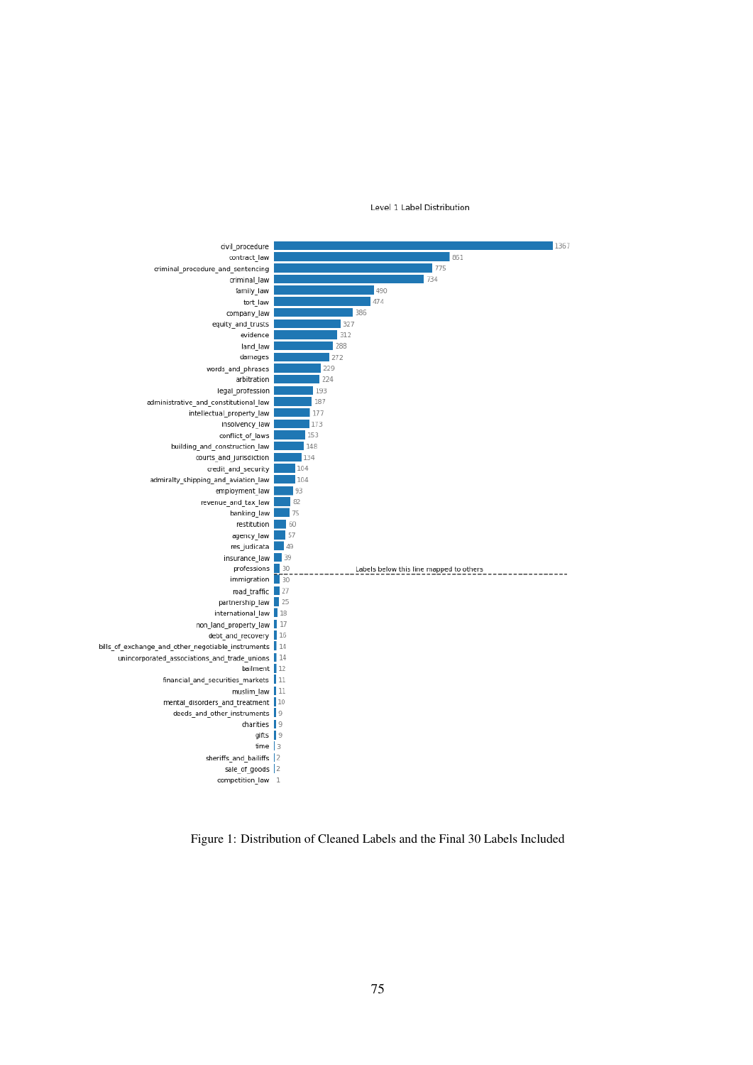Level 1 Label Distribution

| Label | Count |
|---|---|
| civil_procedure | 1367 |
| contract_law | 861 |
| criminal_procedure_and_sentencing | 775 |
| criminal_law | 734 |
| family_law | 490 |
| tort_law | 474 |
| company_law | 386 |
| equity_and_trusts | 327 |
| evidence | 312 |
| land_law | 288 |
| damages | 272 |
| words_and_phrases | 229 |
| arbitration | 224 |
| legal_profession | 193 |
| administrative_and_constitutional_law | 187 |
| intellectual_property_law | 177 |
| insolvency_law | 173 |
| conflict_of_laws | 153 |
| building_and_construction_law | 148 |
| courts_and_jurisdiction | 134 |
| credit_and_security | 104 |
| admiralty_shipping_and_aviation_law | 104 |
| employment_law | 93 |
| revenue_and_tax_law | 82 |
| banking_law | 75 |
| restitution | 60 |
| agency_law | 57 |
| res_judicata | 49 |
| insurance_law | 39 |
| professions | 30 |
| *Labels below this line mapped to others* | |
| immigration | 30 |
| road_traffic | 27 |
| partnership_law | 25 |
| international_law | 18 |
| non_land_property_law | 17 |
| debt_and_recovery | 16 |
| bills_of_exchange_and_other_negotiable_instruments | 14 |
| unincorporated_associations_and_trade_unions | 14 |
| bailment | 12 |
| financial_and_securities_markets | 11 |
| muslim_law | 11 |
| mental_disorders_and_treatment | 10 |
| deeds_and_other_instruments | 9 |
| charities | 9 |
| gifts | 9 |
| time | 3 |
| sheriffs_and_bailiffs | 2 |
| sale_of_goods | 2 |
| competition_law | 1 |

Figure 1: Distribution of Cleaned Labels and the Final 30 Labels Included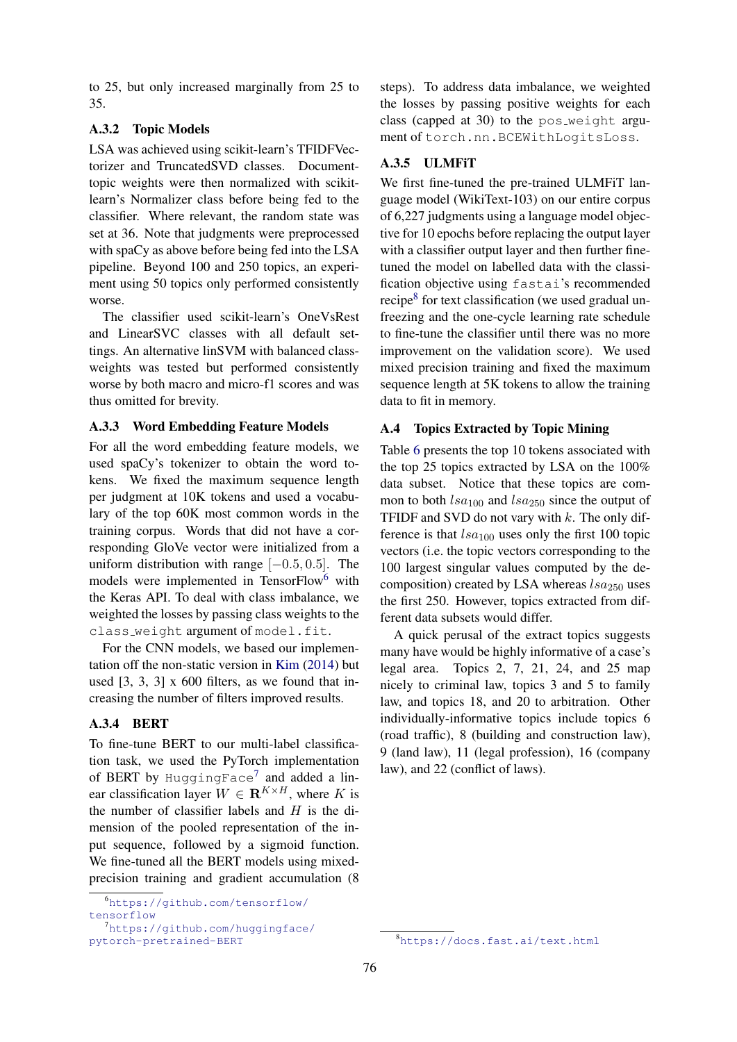to 25, but only increased marginally from 25 to 35.

### A.3.2 Topic Models

LSA was achieved using scikit-learn's TFIDFVectorizer and TruncatedSVD classes. Document-topic weights were then normalized with scikit-learn's Normalizer class before being fed to the classifier. Where relevant, the random state was set at 36. Note that judgments were preprocessed with spaCy as above before being fed into the LSA pipeline. Beyond 100 and 250 topics, an experiment using 50 topics only performed consistently worse.

The classifier used scikit-learn's OneVsRest and LinearSVC classes with all default settings. An alternative linSVM with balanced class-weights was tested but performed consistently worse by both macro and micro-f1 scores and was thus omitted for brevity.

### A.3.3 Word Embedding Feature Models

For all the word embedding feature models, we used spaCy's tokenizer to obtain the word tokens. We fixed the maximum sequence length per judgment at 10K tokens and used a vocabulary of the top 60K most common words in the training corpus. Words that did not have a corresponding GloVe vector were initialized from a uniform distribution with range $[-0.5, 0.5]$. The models were implemented in TensorFlow[6] with the Keras API. To deal with class imbalance, we weighted the losses by passing class weights to the `class_weight` argument of `model.fit`.

For the CNN models, we based our implementation off the non-static version in Kim (2014) but used [3, 3, 3] x 600 filters, as we found that increasing the number of filters improved results.

### A.3.4 BERT

To fine-tune BERT to our multi-label classification task, we used the PyTorch implementation of BERT by `HuggingFace`[7] and added a linear classification layer $W \in \mathbf{R}^{K \times H}$, where $K$ is the number of classifier labels and $H$ is the dimension of the pooled representation of the input sequence, followed by a sigmoid function. We fine-tuned all the BERT models using mixed-precision training and gradient accumulation (8 steps). To address data imbalance, we weighted the losses by passing positive weights for each class (capped at 30) to the `pos_weight` argument of `torch.nn.BCEWithLogitsLoss`.

### A.3.5 ULMFiT

We first fine-tuned the pre-trained ULMFiT language model (WikiText-103) on our entire corpus of 6,227 judgments using a language model objective for 10 epochs before replacing the output layer with a classifier output layer and then further fine-tuned the model on labelled data with the classification objective using `fastai`'s recommended recipe[8] for text classification (we used gradual unfreezing and the one-cycle learning rate schedule to fine-tune the classifier until there was no more improvement on the validation score). We used mixed precision training and fixed the maximum sequence length at 5K tokens to allow the training data to fit in memory.

## A.4 Topics Extracted by Topic Mining

Table 6 presents the top 10 tokens associated with the top 25 topics extracted by LSA on the 100% data subset. Notice that these topics are common to both $lsa_{100}$ and $lsa_{250}$ since the output of TFIDF and SVD do not vary with $k$. The only difference is that $lsa_{100}$ uses only the first 100 topic vectors (i.e. the topic vectors corresponding to the 100 largest singular values computed by the decomposition) created by LSA whereas $lsa_{250}$ uses the first 250. However, topics extracted from different data subsets would differ.

A quick perusal of the extract topics suggests many have would be highly informative of a case's legal area. Topics 2, 7, 21, 24, and 25 map nicely to criminal law, topics 3 and 5 to family law, and topics 18, and 20 to arbitration. Other individually-informative topics include topics 6 (road traffic), 8 (building and construction law), 9 (land law), 11 (legal profession), 16 (company law), and 22 (conflict of laws).

[6] https://github.com/tensorflow/tensorflow

[7] https://github.com/huggingface/pytorch-pretrained-BERT

[8] https://docs.fast.ai/text.html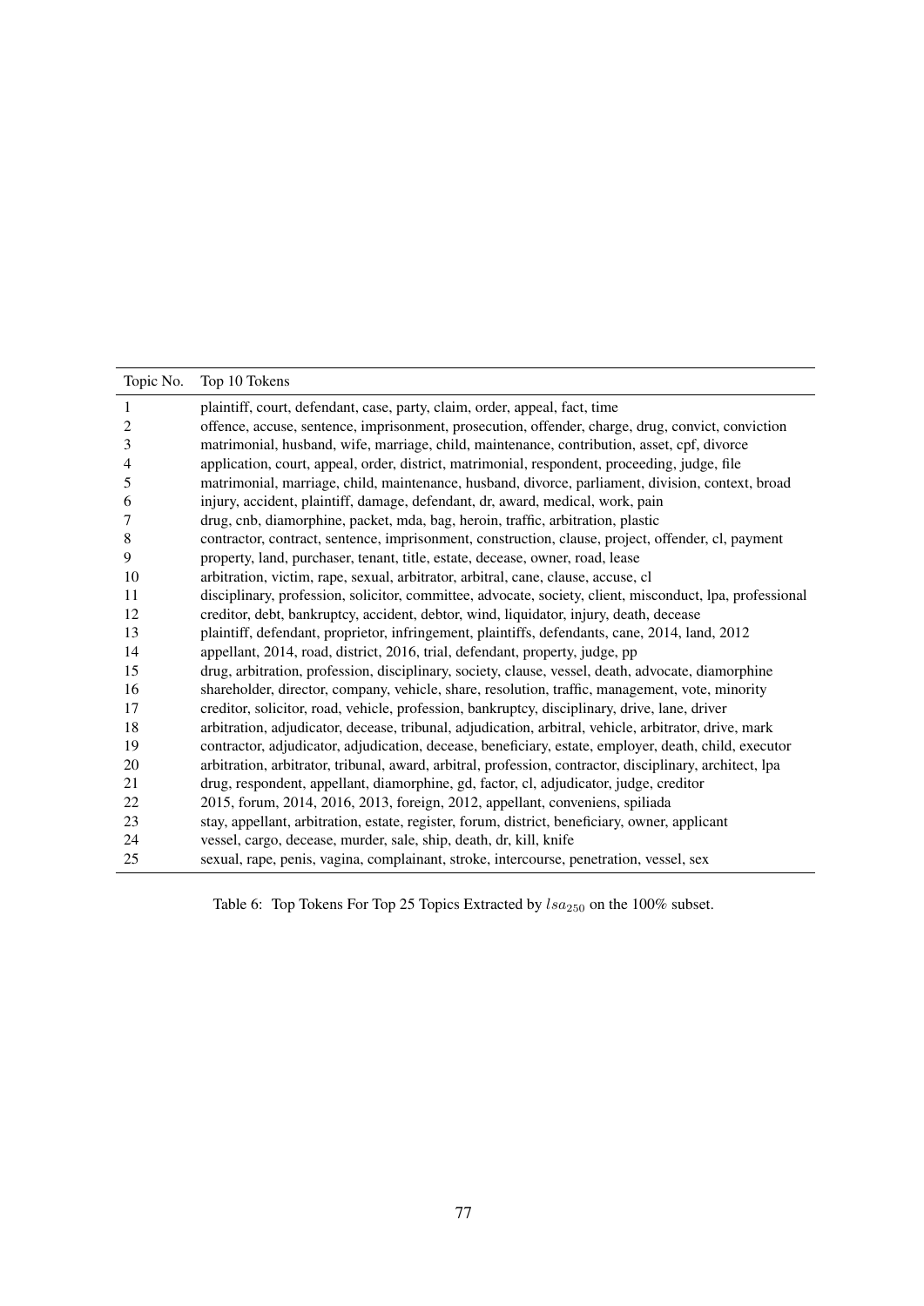| Topic No. | Top 10 Tokens |
|---|---|
| 1 | plaintiff, court, defendant, case, party, claim, order, appeal, fact, time |
| 2 | offence, accuse, sentence, imprisonment, prosecution, offender, charge, drug, convict, conviction |
| 3 | matrimonial, husband, wife, marriage, child, maintenance, contribution, asset, cpf, divorce |
| 4 | application, court, appeal, order, district, matrimonial, respondent, proceeding, judge, file |
| 5 | matrimonial, marriage, child, maintenance, husband, divorce, parliament, division, context, broad |
| 6 | injury, accident, plaintiff, damage, defendant, dr, award, medical, work, pain |
| 7 | drug, cnb, diamorphine, packet, mda, bag, heroin, traffic, arbitration, plastic |
| 8 | contractor, contract, sentence, imprisonment, construction, clause, project, offender, cl, payment |
| 9 | property, land, purchaser, tenant, title, estate, decease, owner, road, lease |
| 10 | arbitration, victim, rape, sexual, arbitrator, arbitral, cane, clause, accuse, cl |
| 11 | disciplinary, profession, solicitor, committee, advocate, society, client, misconduct, lpa, professional |
| 12 | creditor, debt, bankruptcy, accident, debtor, wind, liquidator, injury, death, decease |
| 13 | plaintiff, defendant, proprietor, infringement, plaintiffs, defendants, cane, 2014, land, 2012 |
| 14 | appellant, 2014, road, district, 2016, trial, defendant, property, judge, pp |
| 15 | drug, arbitration, profession, disciplinary, society, clause, vessel, death, advocate, diamorphine |
| 16 | shareholder, director, company, vehicle, share, resolution, traffic, management, vote, minority |
| 17 | creditor, solicitor, road, vehicle, profession, bankruptcy, disciplinary, drive, lane, driver |
| 18 | arbitration, adjudicator, decease, tribunal, adjudication, arbitral, vehicle, arbitrator, drive, mark |
| 19 | contractor, adjudicator, adjudication, decease, beneficiary, estate, employer, death, child, executor |
| 20 | arbitration, arbitrator, tribunal, award, arbitral, profession, contractor, disciplinary, architect, lpa |
| 21 | drug, respondent, appellant, diamorphine, gd, factor, cl, adjudicator, judge, creditor |
| 22 | 2015, forum, 2014, 2016, 2013, foreign, 2012, appellant, conveniens, spiliada |
| 23 | stay, appellant, arbitration, estate, register, forum, district, beneficiary, owner, applicant |
| 24 | vessel, cargo, decease, murder, sale, ship, death, dr, kill, knife |
| 25 | sexual, rape, penis, vagina, complainant, stroke, intercourse, penetration, vessel, sex |

Table 6: Top Tokens For Top 25 Topics Extracted by $lsa_{250}$ on the 100% subset.